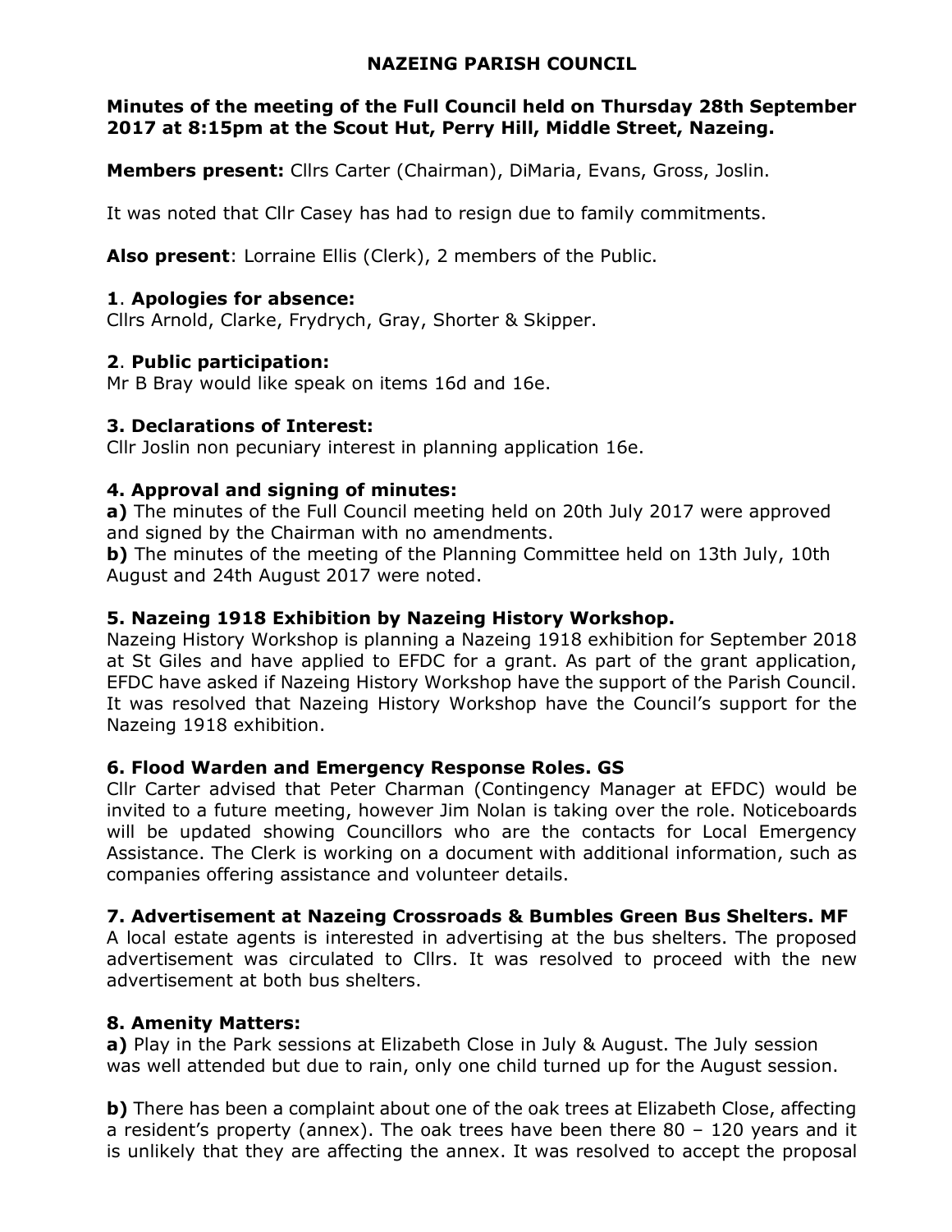# NAZEING PARISH COUNCIL

**Minutes of the meeting of the Full Council held on Thursday 28th September 2017 at 8:15pm at the Scout Hut, Perry Hill, Middle Street, Nazeing.**

**Members present:** Cllrs Carter (Chairman), DiMaria, Evans, Gross, Joslin.

It was noted that Cllr Casey has had to resign due to family commitments.

**Also present**: Lorraine Ellis (Clerk), 2 members of the Public.

### 1. Apologies for absence:

Cllrs Arnold, Clarke, Frydrych, Gray, Shorter & Skipper.

### 2. Public participation:

Mr B Bray would like speak on items 16d and 16e.

### 3. Declarations of Interest:

Cllr Joslin non pecuniary interest in planning application 16e.

### 4. Approval and signing of minutes:

**a)** The minutes of the Full Council meeting held on 20th July 2017 were approved and signed by the Chairman with no amendments.

**b)** The minutes of the meeting of the Planning Committee held on 13th July, 10th August and 24th August 2017 were noted.

### 5. Nazeing 1918 Exhibition by Nazeing History Workshop.

Nazeing History Workshop is planning a Nazeing 1918 exhibition for September 2018 at St Giles and have applied to EFDC for a grant. As part of the grant application, EFDC have asked if Nazeing History Workshop have the support of the Parish Council. It was resolved that Nazeing History Workshop have the Council's support for the Nazeing 1918 exhibition.

### 6. Flood Warden and Emergency Response Roles. GS

Cllr Carter advised that Peter Charman (Contingency Manager at EFDC) would be invited to a future meeting, however Jim Nolan is taking over the role. Noticeboards will be updated showing Councillors who are the contacts for Local Emergency Assistance. The Clerk is working on a document with additional information, such as companies offering assistance and volunteer details.

### 7. Advertisement at Nazeing Crossroads & Bumbles Green Bus Shelters. MF

A local estate agents is interested in advertising at the bus shelters. The proposed advertisement was circulated to Cllrs. It was resolved to proceed with the new advertisement at both bus shelters.

### 8. Amenity Matters:

**a)** Play in the Park sessions at Elizabeth Close in July & August. The July session was well attended but due to rain, only one child turned up for the August session.

**b)** There has been a complaint about one of the oak trees at Elizabeth Close, affecting a resident's property (annex). The oak trees have been there 80 – 120 years and it is unlikely that they are affecting the annex. It was resolved to accept the proposal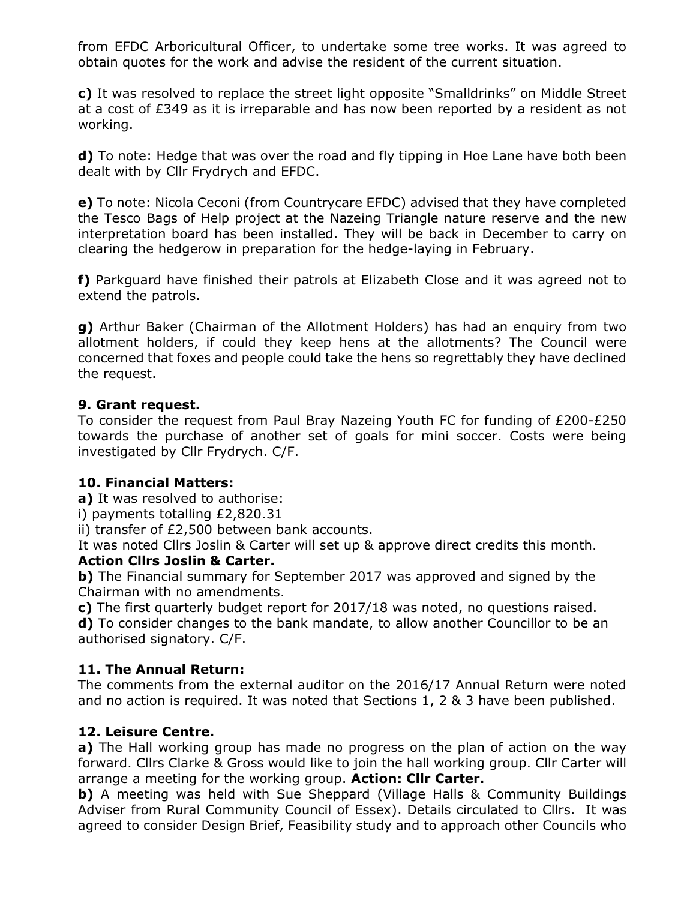from EFDC Arboricultural Officer, to undertake some tree works. It was agreed to obtain quotes for the work and advise the resident of the current situation.

**c)** It was resolved to replace the street light opposite "Smalldrinks" on Middle Street at a cost of £349 as it is irreparable and has now been reported by a resident as not working.

**d)** To note: Hedge that was over the road and fly tipping in Hoe Lane have both been dealt with by Cllr Frydrych and EFDC.

**e)** To note: Nicola Ceconi (from Countrycare EFDC) advised that they have completed the Tesco Bags of Help project at the Nazeing Triangle nature reserve and the new interpretation board has been installed. They will be back in December to carry on clearing the hedgerow in preparation for the hedge-laying in February.

**f)** Parkguard have finished their patrols at Elizabeth Close and it was agreed not to extend the patrols.

**g)** Arthur Baker (Chairman of the Allotment Holders) has had an enquiry from two allotment holders, if could they keep hens at the allotments? The Council were concerned that foxes and people could take the hens so regrettably they have declined the request.

**9. Grant request.**

To consider the request from Paul Bray Nazeing Youth FC for funding of £200-£250 towards the purchase of another set of goals for mini soccer. Costs were being investigated by Cllr Frydrych. C/F.

**10. Financial Matters:**

**a)** It was resolved to authorise:

i) payments totalling £2,820.31

ii) transfer of £2,500 between bank accounts.

It was noted Cllrs Joslin & Carter will set up & approve direct credits this month.

**Action Cllrs Joslin & Carter.**

**b)** The Financial summary for September 2017 was approved and signed by the Chairman with no amendments.

**c)** The first quarterly budget report for 2017/18 was noted, no questions raised.

**d)** To consider changes to the bank mandate, to allow another Councillor to be an authorised signatory. C/F.

**11. The Annual Return:**

The comments from the external auditor on the 2016/17 Annual Return were noted and no action is required. It was noted that Sections 1, 2 & 3 have been published.

**12. Leisure Centre.**

**a)** The Hall working group has made no progress on the plan of action on the way forward. Cllrs Clarke & Gross would like to join the hall working group. Cllr Carter will arrange a meeting for the working group. **Action: Cllr Carter.**

**b)** A meeting was held with Sue Sheppard (Village Halls & Community Buildings Adviser from Rural Community Council of Essex). Details circulated to Cllrs. It was agreed to consider Design Brief, Feasibility study and to approach other Councils who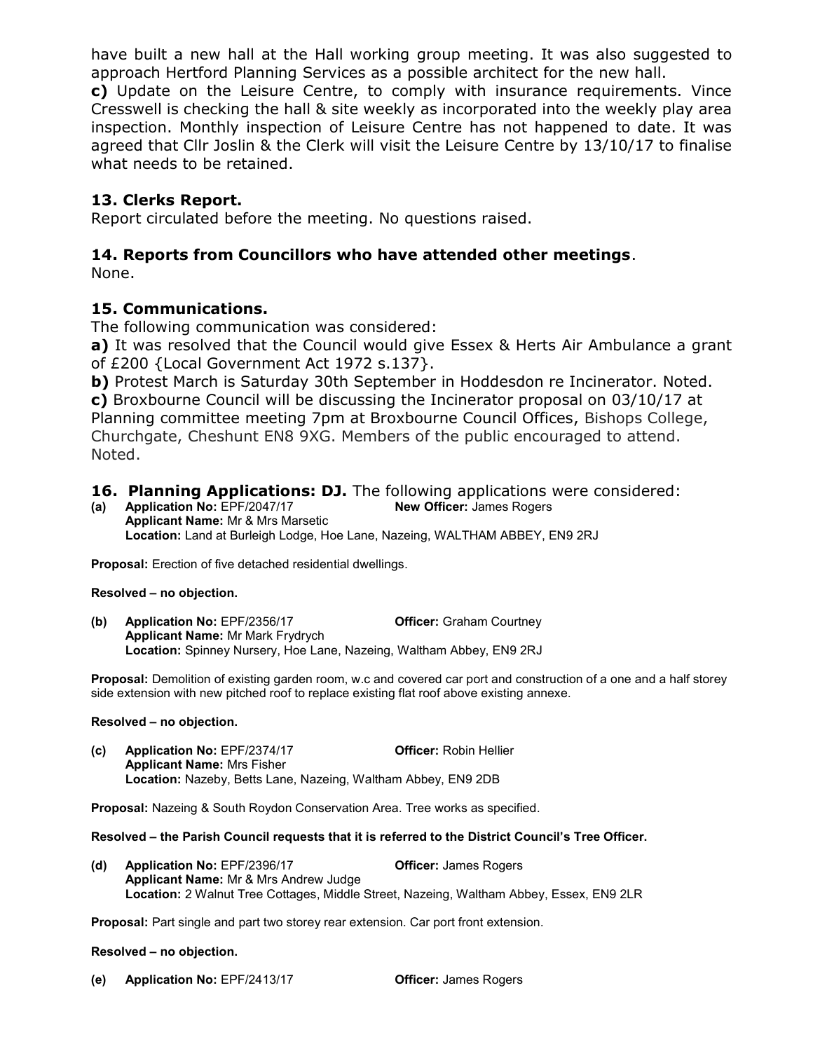have built a new hall at the Hall working group meeting. It was also suggested to approach Hertford Planning Services as a possible architect for the new hall.

**c)** Update on the Leisure Centre, to comply with insurance requirements. Vince Cresswell is checking the hall & site weekly as incorporated into the weekly play area inspection. Monthly inspection of Leisure Centre has not happened to date. It was agreed that Cllr Joslin & the Clerk will visit the Leisure Centre by 13/10/17 to finalise what needs to be retained.

## 13. Clerks Report.

Report circulated before the meeting. No questions raised.

## 14. Reports from Councillors who have attended other meetings.

None.

## 15. Communications.

The following communication was considered:

**a)** It was resolved that the Council would give Essex & Herts Air Ambulance a grant of £200 {Local Government Act 1972 s.137}.

**b)** Protest March is Saturday 30th September in Hoddesdon re Incinerator. Noted.

**c)** Broxbourne Council will be discussing the Incinerator proposal on 03/10/17 at Planning committee meeting 7pm at Broxbourne Council Offices, Bishops College, Churchgate, Cheshunt EN8 9XG. Members of the public encouraged to attend. Noted.

## 16. Planning Applications: DJ. The following applications were considered:

**(a) Application No:** EPF/2047/17 **New Officer:** James Rogers
**Applicant Name:** Mr & Mrs Marsetic
**Location:** Land at Burleigh Lodge, Hoe Lane, Nazeing, WALTHAM ABBEY, EN9 2RJ

**Proposal:** Erection of five detached residential dwellings.

**Resolved – no objection.**

**(b) Application No:** EPF/2356/17 **Officer:** Graham Courtney
**Applicant Name:** Mr Mark Frydrych
**Location:** Spinney Nursery, Hoe Lane, Nazeing, Waltham Abbey, EN9 2RJ

**Proposal:** Demolition of existing garden room, w.c and covered car port and construction of a one and a half storey side extension with new pitched roof to replace existing flat roof above existing annexe.

**Resolved – no objection.**

**(c) Application No:** EPF/2374/17 **Officer:** Robin Hellier
**Applicant Name:** Mrs Fisher
**Location:** Nazeby, Betts Lane, Nazeing, Waltham Abbey, EN9 2DB

**Proposal:** Nazeing & South Roydon Conservation Area. Tree works as specified.

**Resolved – the Parish Council requests that it is referred to the District Council's Tree Officer.**

**(d) Application No:** EPF/2396/17 **Officer:** James Rogers
**Applicant Name:** Mr & Mrs Andrew Judge
**Location:** 2 Walnut Tree Cottages, Middle Street, Nazeing, Waltham Abbey, Essex, EN9 2LR

**Proposal:** Part single and part two storey rear extension. Car port front extension.

**Resolved – no objection.**

**(e) Application No:** EPF/2413/17 **Officer:** James Rogers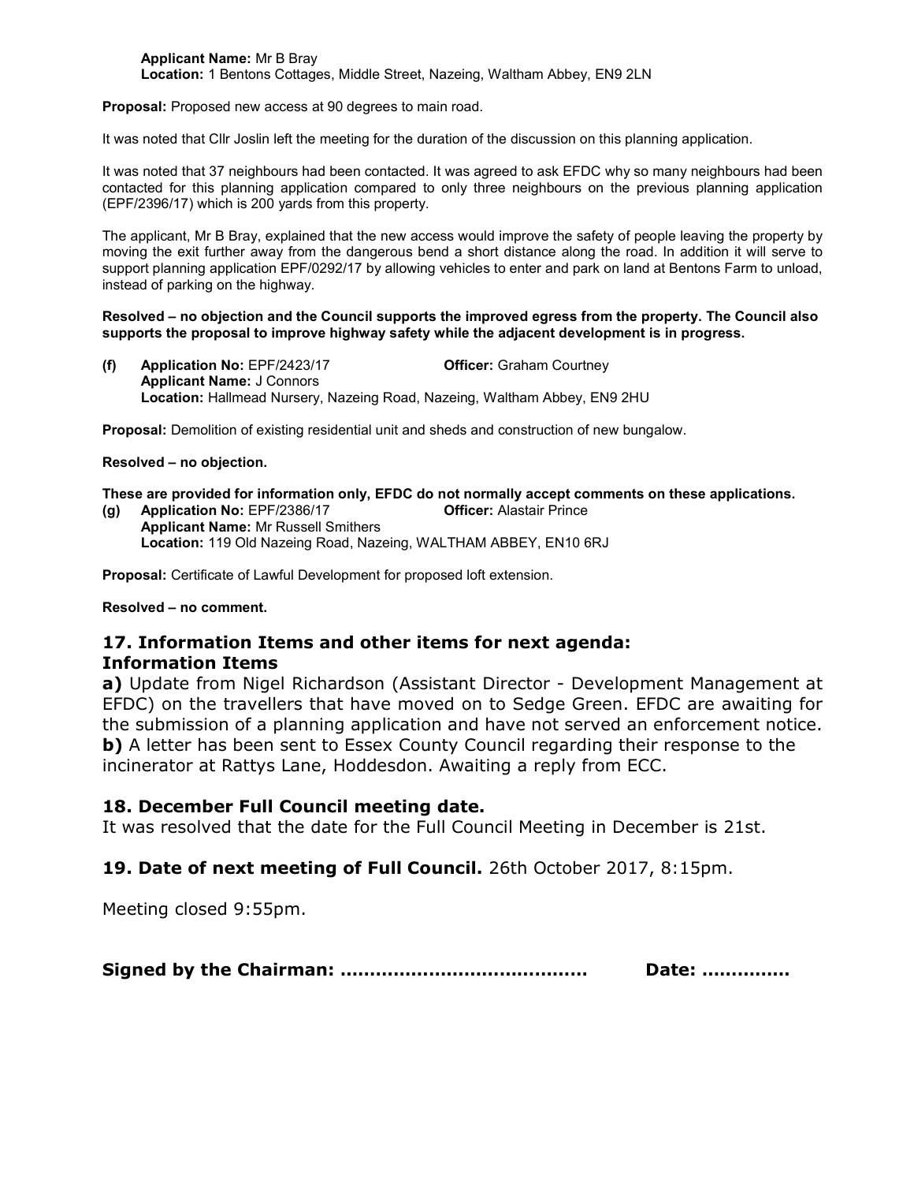**Applicant Name:** Mr B Bray
**Location:** 1 Bentons Cottages, Middle Street, Nazeing, Waltham Abbey, EN9 2LN

**Proposal:** Proposed new access at 90 degrees to main road.

It was noted that Cllr Joslin left the meeting for the duration of the discussion on this planning application.

It was noted that 37 neighbours had been contacted. It was agreed to ask EFDC why so many neighbours had been contacted for this planning application compared to only three neighbours on the previous planning application (EPF/2396/17) which is 200 yards from this property.

The applicant, Mr B Bray, explained that the new access would improve the safety of people leaving the property by moving the exit further away from the dangerous bend a short distance along the road. In addition it will serve to support planning application EPF/0292/17 by allowing vehicles to enter and park on land at Bentons Farm to unload, instead of parking on the highway.

**Resolved – no objection and the Council supports the improved egress from the property. The Council also supports the proposal to improve highway safety while the adjacent development is in progress.**

**(f) Application No:** EPF/2423/17 **Officer:** Graham Courtney
**Applicant Name:** J Connors
**Location:** Hallmead Nursery, Nazeing Road, Nazeing, Waltham Abbey, EN9 2HU

**Proposal:** Demolition of existing residential unit and sheds and construction of new bungalow.

**Resolved – no objection.**

**These are provided for information only, EFDC do not normally accept comments on these applications.**

**(g) Application No:** EPF/2386/17 **Officer:** Alastair Prince
**Applicant Name:** Mr Russell Smithers
**Location:** 119 Old Nazeing Road, Nazeing, WALTHAM ABBEY, EN10 6RJ

**Proposal:** Certificate of Lawful Development for proposed loft extension.

**Resolved – no comment.**

## 17. Information Items and other items for next agenda:

## Information Items

**a)** Update from Nigel Richardson (Assistant Director - Development Management at EFDC) on the travellers that have moved on to Sedge Green. EFDC are awaiting for the submission of a planning application and have not served an enforcement notice.
**b)** A letter has been sent to Essex County Council regarding their response to the incinerator at Rattys Lane, Hoddesdon. Awaiting a reply from ECC.

## 18. December Full Council meeting date.

It was resolved that the date for the Full Council Meeting in December is 21st.

## 19. Date of next meeting of Full Council. 26th October 2017, 8:15pm.

Meeting closed 9:55pm.

**Signed by the Chairman: ……………………………………… Date: ……………**